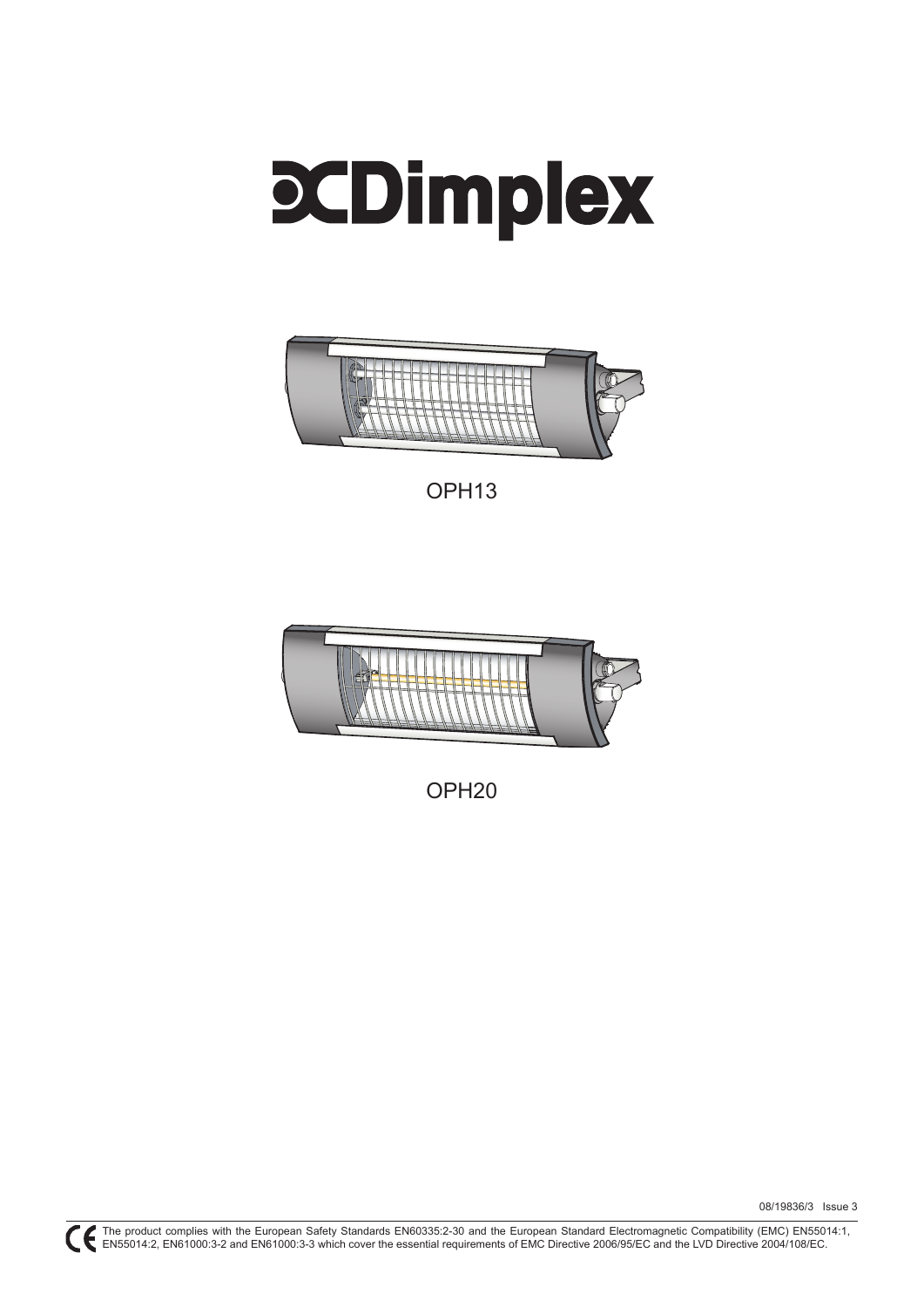# Dimplex

OPH13

OPH20

08/19836/3 Issue 3

The product complies with the European Safety Standards EN60335:2-30 and the European Standard Electromagnetic Compatibility (EMC) EN55014:1, EN55014:2, EN61000:3-2 and EN61000:3-3 which cover the essential requirements of EMC Directive 2006/95/EC and the LVD Directive 2004/108/EC.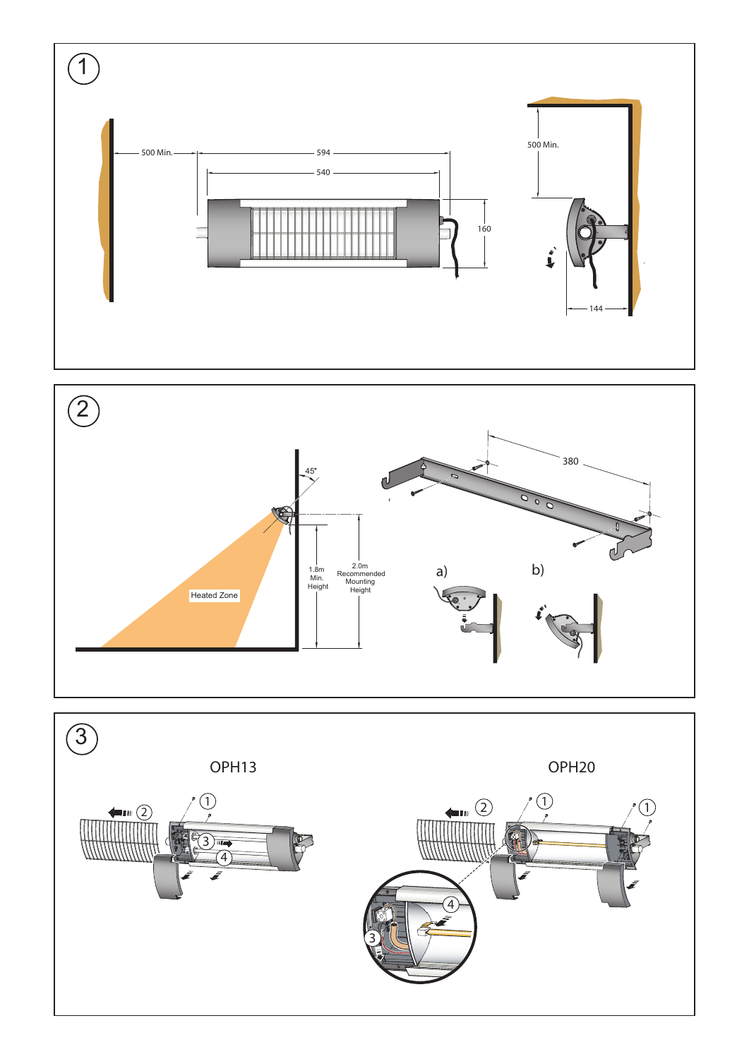1

500 Min. 594 540 160

500 Min. 144

2

45°

1.8m Min. Height

2.0m Recommended Mounting Height

Heated Zone

380

a)

b)

3

OPH13

OPH20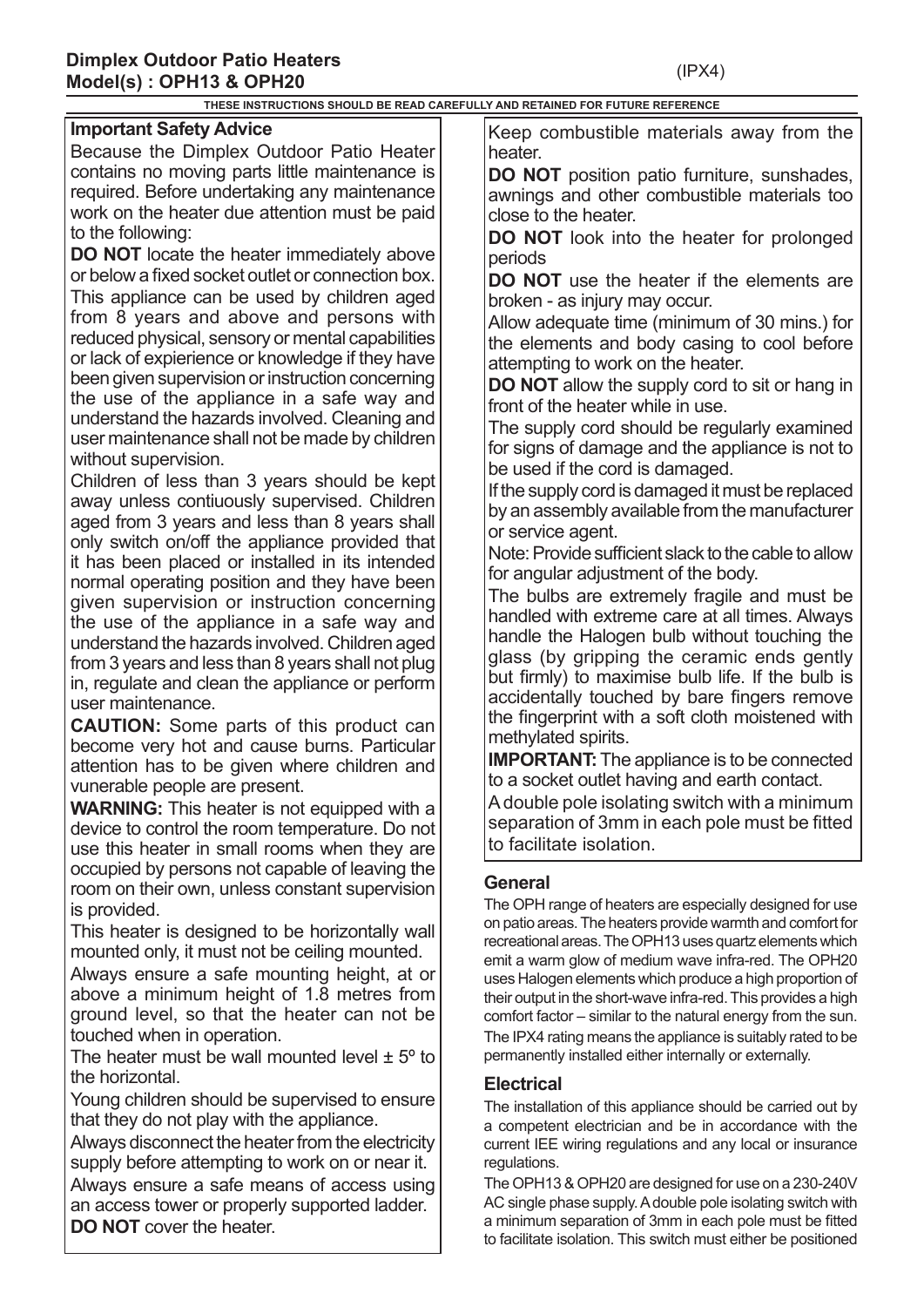**Dimplex Outdoor Patio Heaters**
**Model(s) : OPH13 & OPH20**

(IPX4)

**THESE INSTRUCTIONS SHOULD BE READ CAREFULLY AND RETAINED FOR FUTURE REFERENCE**

### Important Safety Advice

Because the Dimplex Outdoor Patio Heater contains no moving parts little maintenance is required. Before undertaking any maintenance work on the heater due attention must be paid to the following:

**DO NOT** locate the heater immediately above or below a fixed socket outlet or connection box.

This appliance can be used by children aged from 8 years and above and persons with reduced physical, sensory or mental capabilities or lack of expierience or knowledge if they have been given supervision or instruction concerning the use of the appliance in a safe way and understand the hazards involved. Cleaning and user maintenance shall not be made by children without supervision.

Children of less than 3 years should be kept away unless contiuously supervised. Children aged from 3 years and less than 8 years shall only switch on/off the appliance provided that it has been placed or installed in its intended normal operating position and they have been given supervision or instruction concerning the use of the appliance in a safe way and understand the hazards involved. Children aged from 3 years and less than 8 years shall not plug in, regulate and clean the appliance or perform user maintenance.

**CAUTION:** Some parts of this product can become very hot and cause burns. Particular attention has to be given where children and vunerable people are present.

**WARNING:** This heater is not equipped with a device to control the room temperature. Do not use this heater in small rooms when they are occupied by persons not capable of leaving the room on their own, unless constant supervision is provided.

This heater is designed to be horizontally wall mounted only, it must not be ceiling mounted.

Always ensure a safe mounting height, at or above a minimum height of 1.8 metres from ground level, so that the heater can not be touched when in operation.

The heater must be wall mounted level ± 5º to the horizontal.

Young children should be supervised to ensure that they do not play with the appliance.

Always disconnect the heater from the electricity supply before attempting to work on or near it.

Always ensure a safe means of access using an access tower or properly supported ladder.

**DO NOT** cover the heater.

Keep combustible materials away from the heater.

**DO NOT** position patio furniture, sunshades, awnings and other combustible materials too close to the heater.

**DO NOT** look into the heater for prolonged periods

**DO NOT** use the heater if the elements are broken - as injury may occur.

Allow adequate time (minimum of 30 mins.) for the elements and body casing to cool before attempting to work on the heater.

**DO NOT** allow the supply cord to sit or hang in front of the heater while in use.

The supply cord should be regularly examined for signs of damage and the appliance is not to be used if the cord is damaged.

If the supply cord is damaged it must be replaced by an assembly available from the manufacturer or service agent.

Note: Provide sufficient slack to the cable to allow for angular adjustment of the body.

The bulbs are extremely fragile and must be handled with extreme care at all times. Always handle the Halogen bulb without touching the glass (by gripping the ceramic ends gently but firmly) to maximise bulb life. If the bulb is accidentally touched by bare fingers remove the fingerprint with a soft cloth moistened with methylated spirits.

**IMPORTANT:** The appliance is to be connected to a socket outlet having and earth contact.

A double pole isolating switch with a minimum separation of 3mm in each pole must be fitted to facilitate isolation.

### General

The OPH range of heaters are especially designed for use on patio areas. The heaters provide warmth and comfort for recreational areas. The OPH13 uses quartz elements which emit a warm glow of medium wave infra-red. The OPH20 uses Halogen elements which produce a high proportion of their output in the short-wave infra-red. This provides a high comfort factor – similar to the natural energy from the sun.

The IPX4 rating means the appliance is suitably rated to be permanently installed either internally or externally.

### Electrical

The installation of this appliance should be carried out by a competent electrician and be in accordance with the current IEE wiring regulations and any local or insurance regulations.

The OPH13 & OPH20 are designed for use on a 230-240V AC single phase supply. A double pole isolating switch with a minimum separation of 3mm in each pole must be fitted to facilitate isolation. This switch must either be positioned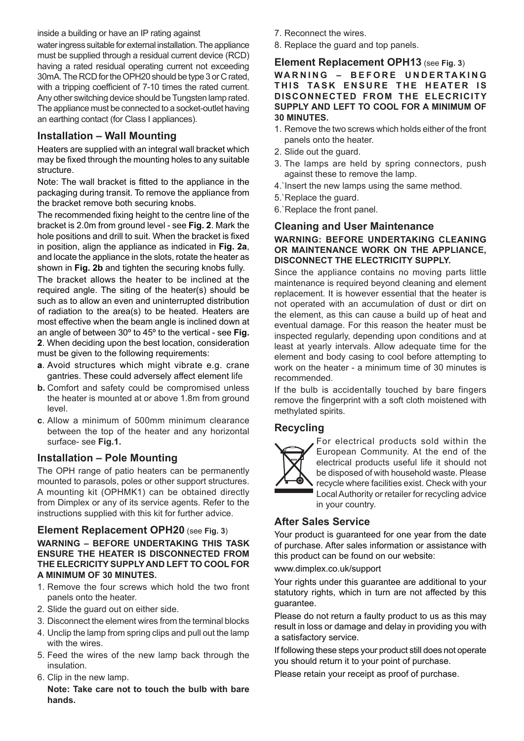inside a building or have an IP rating against water ingress suitable for external installation. The appliance must be supplied through a residual current device (RCD) having a rated residual operating current not exceeding 30mA. The RCD for the OPH20 should be type 3 or C rated, with a tripping coefficient of 7-10 times the rated current. Any other switching device should be Tungsten lamp rated. The appliance must be connected to a socket-outlet having an earthing contact (for Class I appliances).

## Installation – Wall Mounting

Heaters are supplied with an integral wall bracket which may be fixed through the mounting holes to any suitable structure.

Note: The wall bracket is fitted to the appliance in the packaging during transit. To remove the appliance from the bracket remove both securing knobs.

The recommended fixing height to the centre line of the bracket is 2.0m from ground level - see **Fig. 2**. Mark the hole positions and drill to suit. When the bracket is fixed in position, align the appliance as indicated in **Fig. 2a**, and locate the appliance in the slots, rotate the heater as shown in **Fig. 2b** and tighten the securing knobs fully.

The bracket allows the heater to be inclined at the required angle. The siting of the heater(s) should be such as to allow an even and uninterrupted distribution of radiation to the area(s) to be heated. Heaters are most effective when the beam angle is inclined down at an angle of between 30º to 45º to the vertical - see **Fig. 2**. When deciding upon the best location, consideration must be given to the following requirements:

**a**. Avoid structures which might vibrate e.g. crane gantries. These could adversely affect element life

**b.** Comfort and safety could be compromised unless the heater is mounted at or above 1.8m from ground level.

**c**. Allow a minimum of 500mm minimum clearance between the top of the heater and any horizontal surface- see **Fig.1.**

## Installation – Pole Mounting

The OPH range of patio heaters can be permanently mounted to parasols, poles or other support structures. A mounting kit (OPHMK1) can be obtained directly from Dimplex or any of its service agents. Refer to the instructions supplied with this kit for further advice.

## Element Replacement OPH20 (see **Fig. 3**)

**WARNING – BEFORE UNDERTAKING THIS TASK ENSURE THE HEATER IS DISCONNECTED FROM THE ELECRICITY SUPPLY AND LEFT TO COOL FOR A MINIMUM OF 30 MINUTES.**

1. Remove the four screws which hold the two front panels onto the heater.
2. Slide the guard out on either side.
3. Disconnect the element wires from the terminal blocks
4. Unclip the lamp from spring clips and pull out the lamp with the wires.
5. Feed the wires of the new lamp back through the insulation.
6. Clip in the new lamp.

   **Note: Take care not to touch the bulb with bare hands.**
7. Reconnect the wires.
8. Replace the guard and top panels.

## Element Replacement OPH13 (see **Fig. 3**)

**WARNING – BEFORE UNDERTAKING THIS TASK ENSURE THE HEATER IS DISCONNECTED FROM THE ELECRICITY SUPPLY AND LEFT TO COOL FOR A MINIMUM OF 30 MINUTES.**

1. Remove the two screws which holds either of the front panels onto the heater.
2. Slide out the guard.
3. The lamps are held by spring connectors, push against these to remove the lamp.
4.`Insert the new lamps using the same method.
5.`Replace the guard.
6.`Replace the front panel.

## Cleaning and User Maintenance

**WARNING: BEFORE UNDERTAKING CLEANING OR MAINTENANCE WORK ON THE APPLIANCE, DISCONNECT THE ELECTRICITY SUPPLY.**

Since the appliance contains no moving parts little maintenance is required beyond cleaning and element replacement. It is however essential that the heater is not operated with an accumulation of dust or dirt on the element, as this can cause a build up of heat and eventual damage. For this reason the heater must be inspected regularly, depending upon conditions and at least at yearly intervals. Allow adequate time for the element and body casing to cool before attempting to work on the heater - a minimum time of 30 minutes is recommended.

If the bulb is accidentally touched by bare fingers remove the fingerprint with a soft cloth moistened with methylated spirits.

## Recycling

For electrical products sold within the European Community. At the end of the electrical products useful life it should not be disposed of with household waste. Please recycle where facilities exist. Check with your Local Authority or retailer for recycling advice in your country.

## After Sales Service

Your product is guaranteed for one year from the date of purchase. After sales information or assistance with this product can be found on our website:

www.dimplex.co.uk/support

Your rights under this guarantee are additional to your statutory rights, which in turn are not affected by this guarantee.

Please do not return a faulty product to us as this may result in loss or damage and delay in providing you with a satisfactory service.

If following these steps your product still does not operate you should return it to your point of purchase.

Please retain your receipt as proof of purchase.